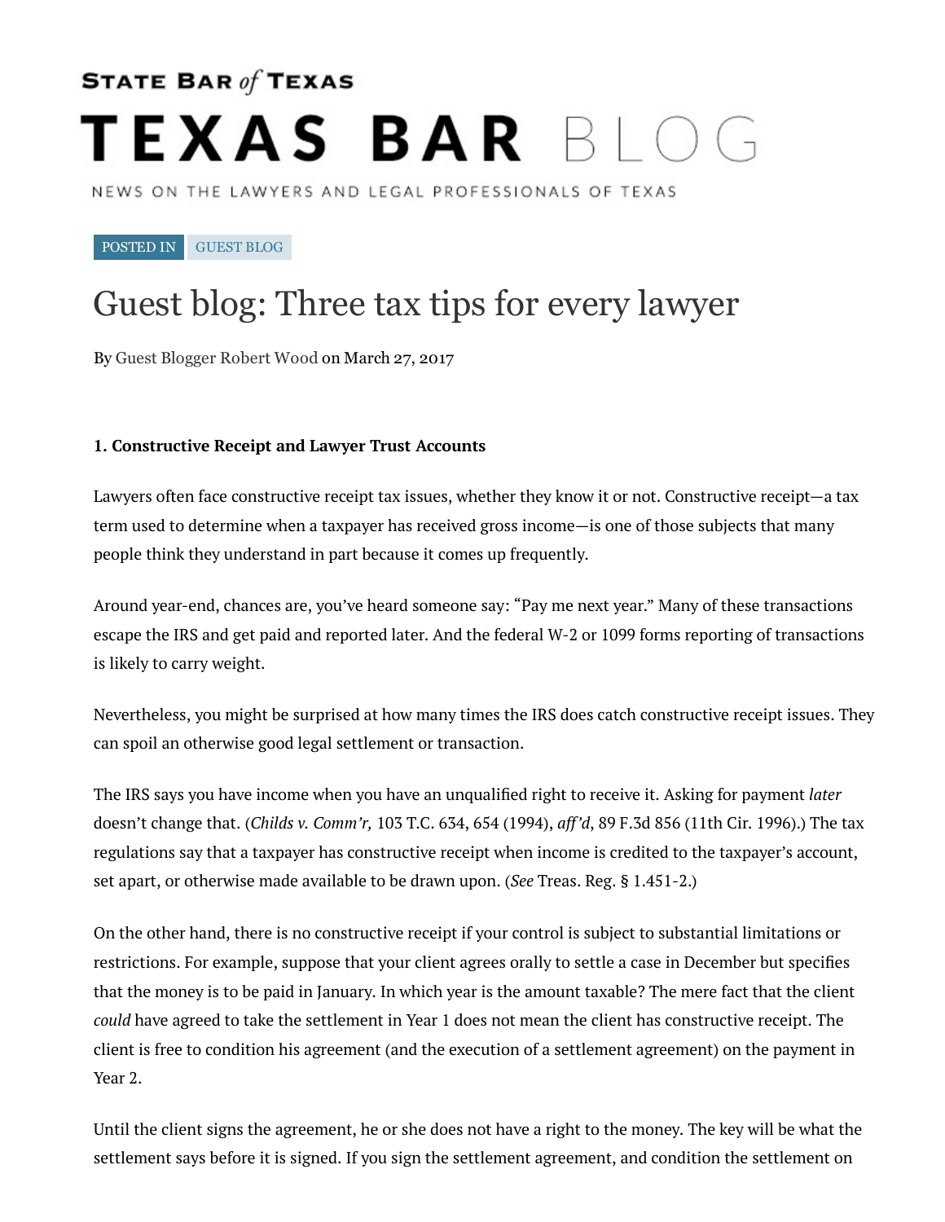STATE BAR *of* TEXAS

# TEXAS BAR BLOG

NEWS ON THE LAWYERS AND LEGAL PROFESSIONALS OF TEXAS

POSTED IN GUEST BLOG

# Guest blog: Three tax tips for every lawyer

By Guest Blogger Robert Wood on March 27, 2017

**1. Constructive Receipt and Lawyer Trust Accounts**

Lawyers often face constructive receipt tax issues, whether they know it or not. Constructive receipt—a tax term used to determine when a taxpayer has received gross income—is one of those subjects that many people think they understand in part because it comes up frequently.

Around year-end, chances are, you've heard someone say: "Pay me next year." Many of these transactions escape the IRS and get paid and reported later. And the federal W-2 or 1099 forms reporting of transactions is likely to carry weight.

Nevertheless, you might be surprised at how many times the IRS does catch constructive receipt issues. They can spoil an otherwise good legal settlement or transaction.

The IRS says you have income when you have an unqualified right to receive it. Asking for payment *later* doesn't change that. (*Childs v. Comm'r,* 103 T.C. 634, 654 (1994), *aff'd*, 89 F.3d 856 (11th Cir. 1996).) The tax regulations say that a taxpayer has constructive receipt when income is credited to the taxpayer's account, set apart, or otherwise made available to be drawn upon. (*See* Treas. Reg. § 1.451-2.)

On the other hand, there is no constructive receipt if your control is subject to substantial limitations or restrictions. For example, suppose that your client agrees orally to settle a case in December but specifies that the money is to be paid in January. In which year is the amount taxable? The mere fact that the client *could* have agreed to take the settlement in Year 1 does not mean the client has constructive receipt. The client is free to condition his agreement (and the execution of a settlement agreement) on the payment in Year 2.

Until the client signs the agreement, he or she does not have a right to the money. The key will be what the settlement says before it is signed. If you sign the settlement agreement, and condition the settlement on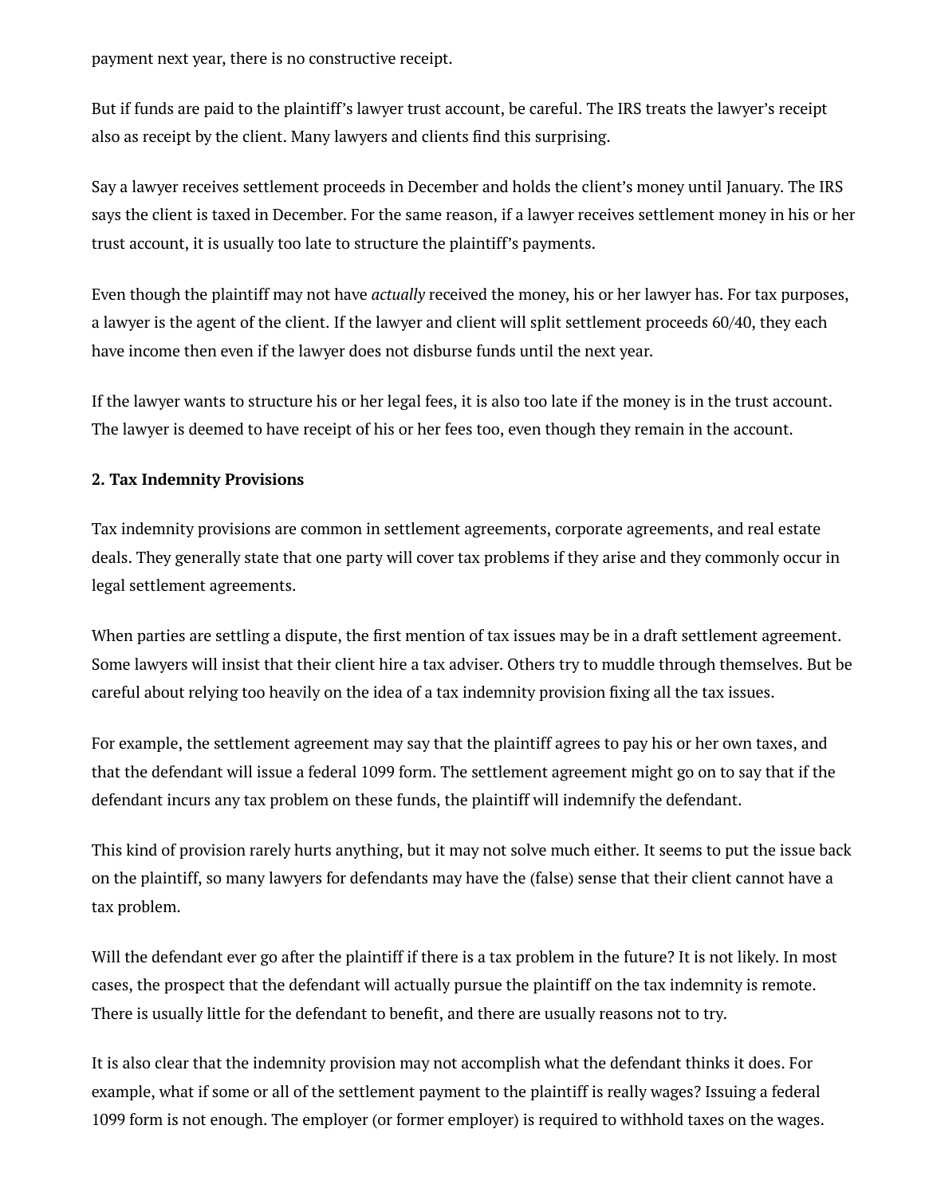payment next year, there is no constructive receipt.

But if funds are paid to the plaintiff's lawyer trust account, be careful. The IRS treats the lawyer's receipt also as receipt by the client. Many lawyers and clients find this surprising.

Say a lawyer receives settlement proceeds in December and holds the client's money until January. The IRS says the client is taxed in December. For the same reason, if a lawyer receives settlement money in his or her trust account, it is usually too late to structure the plaintiff's payments.

Even though the plaintiff may not have *actually* received the money, his or her lawyer has. For tax purposes, a lawyer is the agent of the client. If the lawyer and client will split settlement proceeds 60/40, they each have income then even if the lawyer does not disburse funds until the next year.

If the lawyer wants to structure his or her legal fees, it is also too late if the money is in the trust account. The lawyer is deemed to have receipt of his or her fees too, even though they remain in the account.

**2. Tax Indemnity Provisions**

Tax indemnity provisions are common in settlement agreements, corporate agreements, and real estate deals. They generally state that one party will cover tax problems if they arise and they commonly occur in legal settlement agreements.

When parties are settling a dispute, the first mention of tax issues may be in a draft settlement agreement. Some lawyers will insist that their client hire a tax adviser. Others try to muddle through themselves. But be careful about relying too heavily on the idea of a tax indemnity provision fixing all the tax issues.

For example, the settlement agreement may say that the plaintiff agrees to pay his or her own taxes, and that the defendant will issue a federal 1099 form. The settlement agreement might go on to say that if the defendant incurs any tax problem on these funds, the plaintiff will indemnify the defendant.

This kind of provision rarely hurts anything, but it may not solve much either. It seems to put the issue back on the plaintiff, so many lawyers for defendants may have the (false) sense that their client cannot have a tax problem.

Will the defendant ever go after the plaintiff if there is a tax problem in the future? It is not likely. In most cases, the prospect that the defendant will actually pursue the plaintiff on the tax indemnity is remote. There is usually little for the defendant to benefit, and there are usually reasons not to try.

It is also clear that the indemnity provision may not accomplish what the defendant thinks it does. For example, what if some or all of the settlement payment to the plaintiff is really wages? Issuing a federal 1099 form is not enough. The employer (or former employer) is required to withhold taxes on the wages.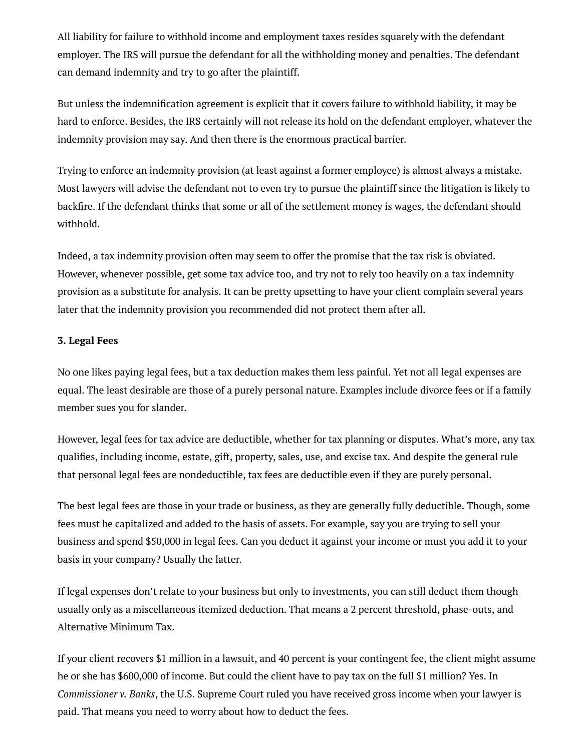All liability for failure to withhold income and employment taxes resides squarely with the defendant employer. The IRS will pursue the defendant for all the withholding money and penalties. The defendant can demand indemnity and try to go after the plaintiff.

But unless the indemnification agreement is explicit that it covers failure to withhold liability, it may be hard to enforce. Besides, the IRS certainly will not release its hold on the defendant employer, whatever the indemnity provision may say. And then there is the enormous practical barrier.

Trying to enforce an indemnity provision (at least against a former employee) is almost always a mistake. Most lawyers will advise the defendant not to even try to pursue the plaintiff since the litigation is likely to backfire. If the defendant thinks that some or all of the settlement money is wages, the defendant should withhold.

Indeed, a tax indemnity provision often may seem to offer the promise that the tax risk is obviated. However, whenever possible, get some tax advice too, and try not to rely too heavily on a tax indemnity provision as a substitute for analysis. It can be pretty upsetting to have your client complain several years later that the indemnity provision you recommended did not protect them after all.

**3. Legal Fees**

No one likes paying legal fees, but a tax deduction makes them less painful. Yet not all legal expenses are equal. The least desirable are those of a purely personal nature. Examples include divorce fees or if a family member sues you for slander.

However, legal fees for tax advice are deductible, whether for tax planning or disputes. What's more, any tax qualifies, including income, estate, gift, property, sales, use, and excise tax. And despite the general rule that personal legal fees are nondeductible, tax fees are deductible even if they are purely personal.

The best legal fees are those in your trade or business, as they are generally fully deductible. Though, some fees must be capitalized and added to the basis of assets. For example, say you are trying to sell your business and spend $50,000 in legal fees. Can you deduct it against your income or must you add it to your basis in your company? Usually the latter.

If legal expenses don't relate to your business but only to investments, you can still deduct them though usually only as a miscellaneous itemized deduction. That means a 2 percent threshold, phase-outs, and Alternative Minimum Tax.

If your client recovers $1 million in a lawsuit, and 40 percent is your contingent fee, the client might assume he or she has $600,000 of income. But could the client have to pay tax on the full $1 million? Yes. In *Commissioner v. Banks*, the U.S. Supreme Court ruled you have received gross income when your lawyer is paid. That means you need to worry about how to deduct the fees.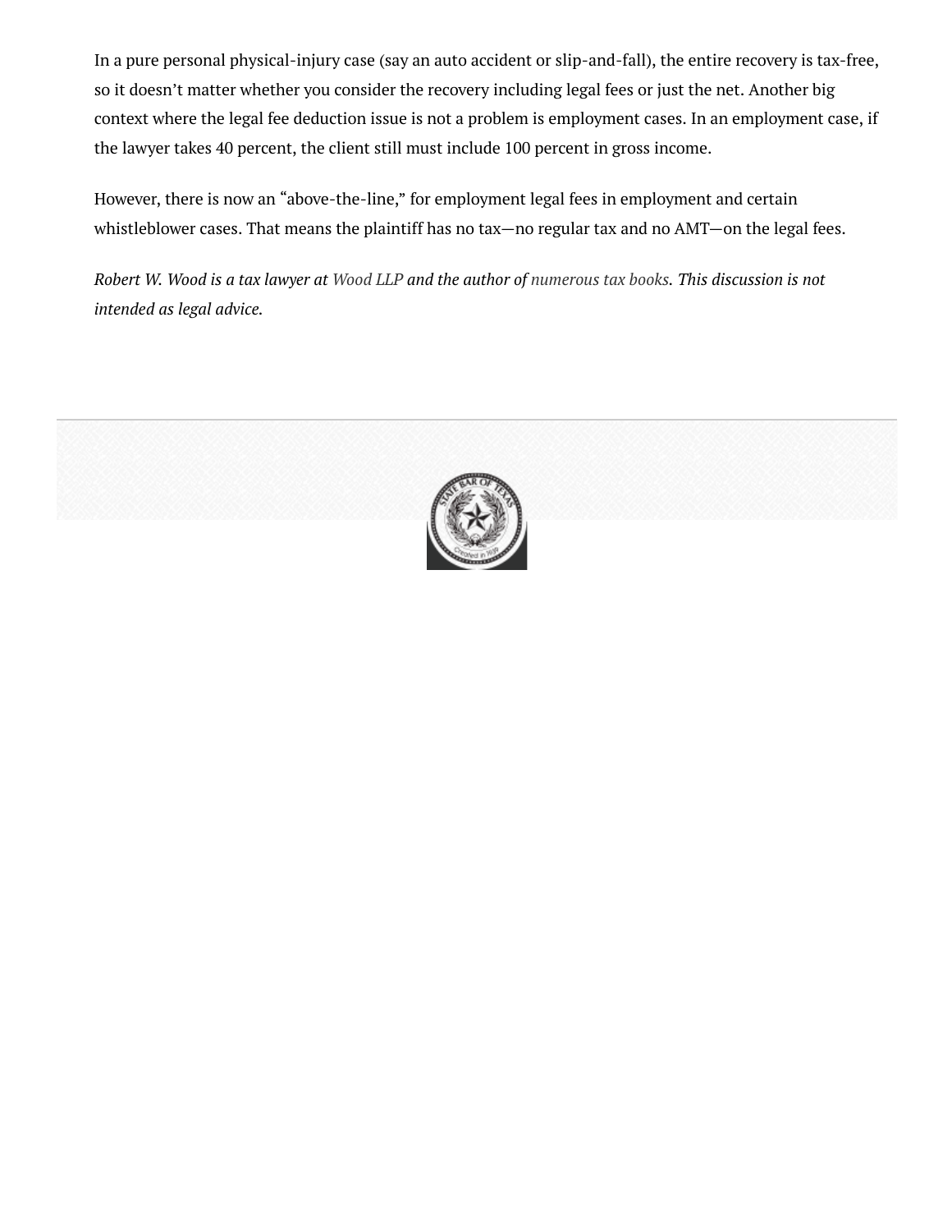In a pure personal physical-injury case (say an auto accident or slip-and-fall), the entire recovery is tax-free, so it doesn't matter whether you consider the recovery including legal fees or just the net. Another big context where the legal fee deduction issue is not a problem is employment cases. In an employment case, if the lawyer takes 40 percent, the client still must include 100 percent in gross income.

However, there is now an "above-the-line," for employment legal fees in employment and certain whistleblower cases. That means the plaintiff has no tax—no regular tax and no AMT—on the legal fees.

*Robert W. Wood is a tax lawyer at Wood LLP and the author of numerous tax books. This discussion is not intended as legal advice.*